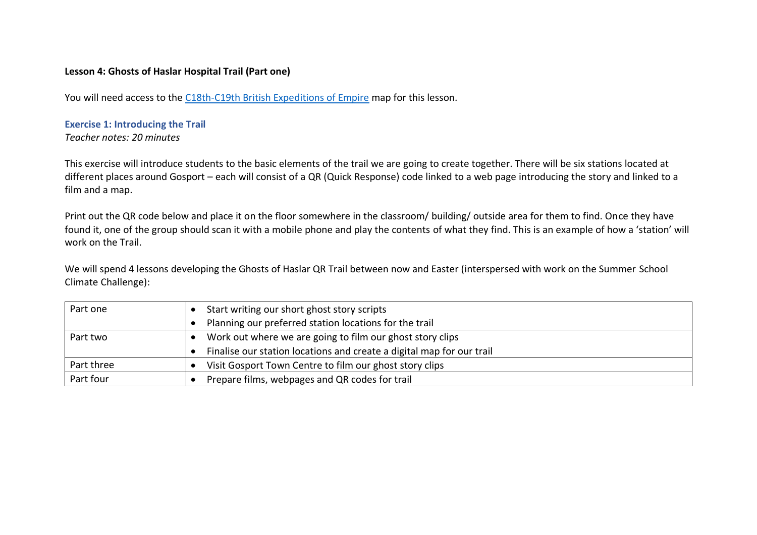**Lesson 4: Ghosts of Haslar Hospital Trail (Part one)**

You will need access to the [C18th-C19th British Expeditions of Empire]() map for this lesson.

### Exercise 1: Introducing the Trail

*Teacher notes: 20 minutes*

This exercise will introduce students to the basic elements of the trail we are going to create together. There will be six stations located at different places around Gosport – each will consist of a QR (Quick Response) code linked to a web page introducing the story and linked to a film and a map.

Print out the QR code below and place it on the floor somewhere in the classroom/ building/ outside area for them to find. Once they have found it, one of the group should scan it with a mobile phone and play the contents of what they find. This is an example of how a 'station' will work on the Trail.

We will spend 4 lessons developing the Ghosts of Haslar QR Trail between now and Easter (interspersed with work on the Summer School Climate Challenge):

| | |
|---|---|
| Part one | • Start writing our short ghost story scripts<br>• Planning our preferred station locations for the trail |
| Part two | • Work out where we are going to film our ghost story clips<br>• Finalise our station locations and create a digital map for our trail |
| Part three | • Visit Gosport Town Centre to film our ghost story clips |
| Part four | • Prepare films, webpages and QR codes for trail |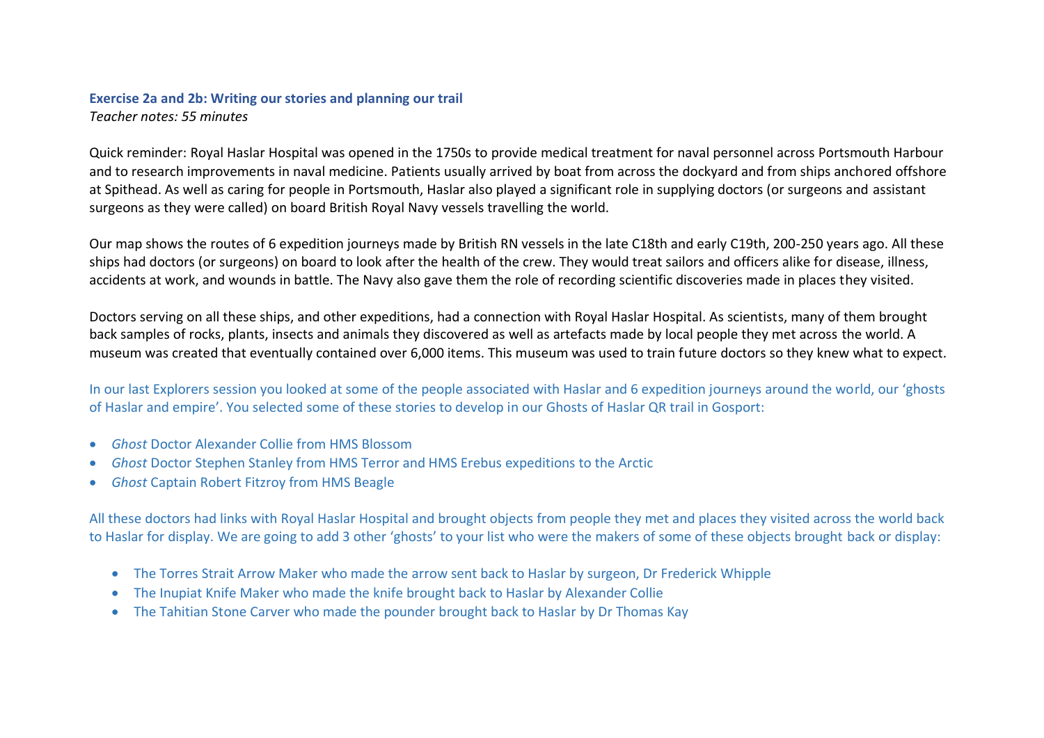**Exercise 2a and 2b: Writing our stories and planning our trail**

*Teacher notes: 55 minutes*

Quick reminder: Royal Haslar Hospital was opened in the 1750s to provide medical treatment for naval personnel across Portsmouth Harbour and to research improvements in naval medicine. Patients usually arrived by boat from across the dockyard and from ships anchored offshore at Spithead. As well as caring for people in Portsmouth, Haslar also played a significant role in supplying doctors (or surgeons and assistant surgeons as they were called) on board British Royal Navy vessels travelling the world.

Our map shows the routes of 6 expedition journeys made by British RN vessels in the late C18th and early C19th, 200-250 years ago. All these ships had doctors (or surgeons) on board to look after the health of the crew. They would treat sailors and officers alike for disease, illness, accidents at work, and wounds in battle. The Navy also gave them the role of recording scientific discoveries made in places they visited.

Doctors serving on all these ships, and other expeditions, had a connection with Royal Haslar Hospital. As scientists, many of them brought back samples of rocks, plants, insects and animals they discovered as well as artefacts made by local people they met across the world. A museum was created that eventually contained over 6,000 items. This museum was used to train future doctors so they knew what to expect.

In our last Explorers session you looked at some of the people associated with Haslar and 6 expedition journeys around the world, our 'ghosts of Haslar and empire'. You selected some of these stories to develop in our Ghosts of Haslar QR trail in Gosport:

- *Ghost* Doctor Alexander Collie from HMS Blossom
- *Ghost* Doctor Stephen Stanley from HMS Terror and HMS Erebus expeditions to the Arctic
- *Ghost* Captain Robert Fitzroy from HMS Beagle

All these doctors had links with Royal Haslar Hospital and brought objects from people they met and places they visited across the world back to Haslar for display. We are going to add 3 other 'ghosts' to your list who were the makers of some of these objects brought back or display:

- The Torres Strait Arrow Maker who made the arrow sent back to Haslar by surgeon, Dr Frederick Whipple
- The Inupiat Knife Maker who made the knife brought back to Haslar by Alexander Collie
- The Tahitian Stone Carver who made the pounder brought back to Haslar by Dr Thomas Kay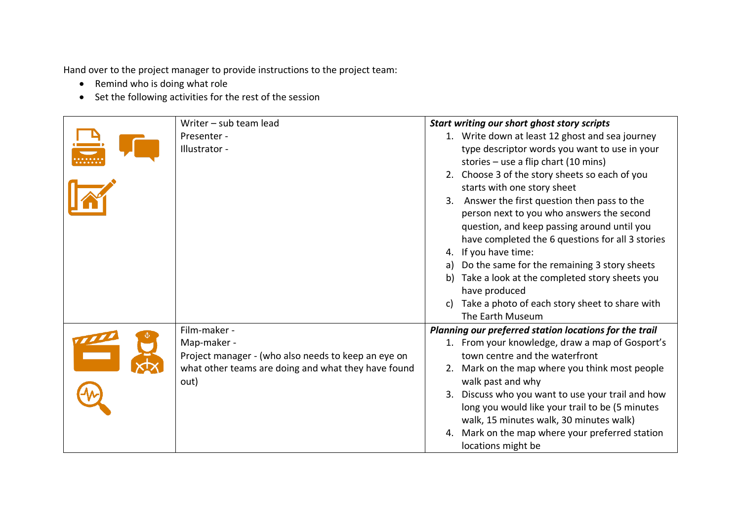Hand over to the project manager to provide instructions to the project team:

- Remind who is doing what role
- Set the following activities for the rest of the session

| | | |
|---|---|---|
| | Writer – sub team lead<br>Presenter -<br>Illustrator - | ***Start writing our short ghost story scripts***<br>1. Write down at least 12 ghost and sea journey type descriptor words you want to use in your stories – use a flip chart (10 mins)<br>2. Choose 3 of the story sheets so each of you starts with one story sheet<br>3. Answer the first question then pass to the person next to you who answers the second question, and keep passing around until you have completed the 6 questions for all 3 stories<br>4. If you have time:<br>a) Do the same for the remaining 3 story sheets<br>b) Take a look at the completed story sheets you have produced<br>c) Take a photo of each story sheet to share with The Earth Museum |
| | Film-maker -<br>Map-maker -<br>Project manager - (who also needs to keep an eye on what other teams are doing and what they have found out) | ***Planning our preferred station locations for the trail***<br>1. From your knowledge, draw a map of Gosport's town centre and the waterfront<br>2. Mark on the map where you think most people walk past and why<br>3. Discuss who you want to use your trail and how long you would like your trail to be (5 minutes walk, 15 minutes walk, 30 minutes walk)<br>4. Mark on the map where your preferred station locations might be |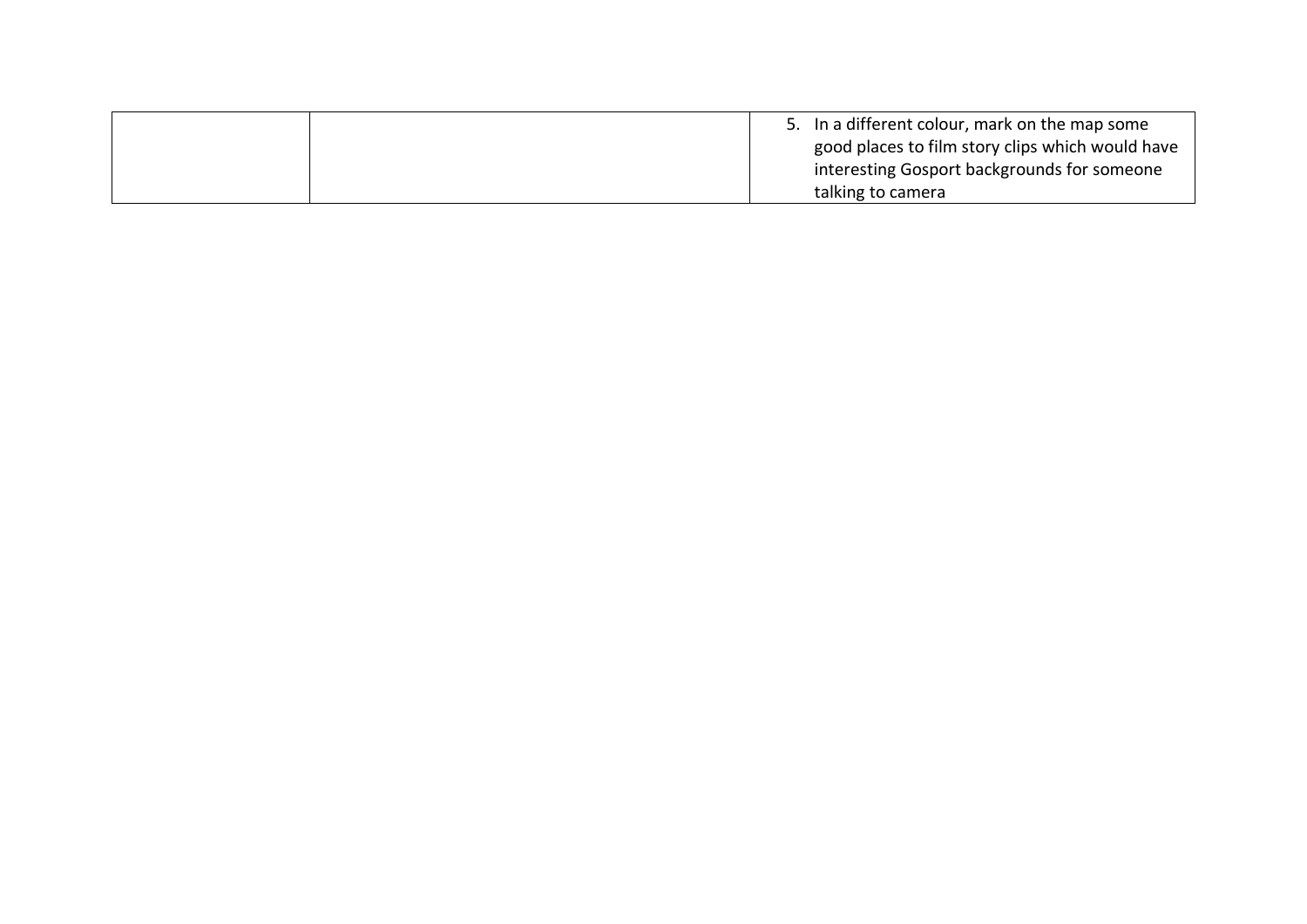| | | |
|---|---|---|
| | | 5. In a different colour, mark on the map some good places to film story clips which would have interesting Gosport backgrounds for someone talking to camera |